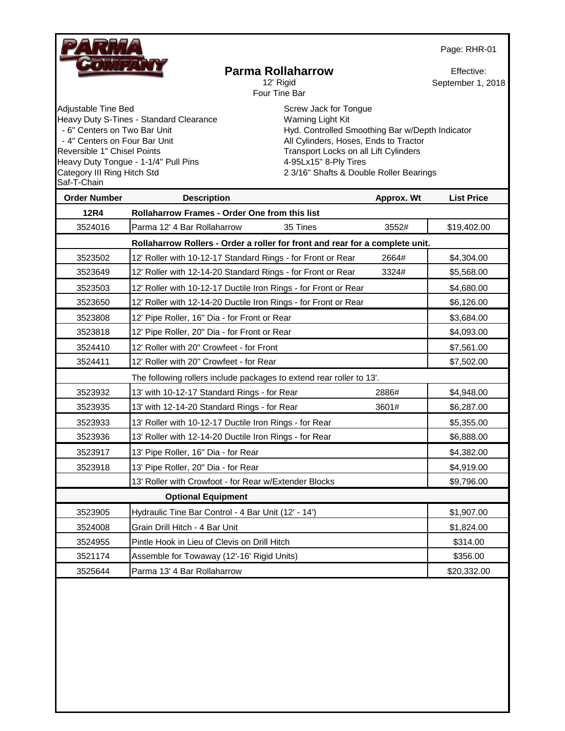Page: RHR-01

# Parma Rollaharrow

12' Rigid
Four Tine Bar

Effective:
September 1, 2018

Adjustable Tine Bed
Heavy Duty S-Tines - Standard Clearance
- 6" Centers on Two Bar Unit
- 4" Centers on Four Bar Unit

Reversible 1" Chisel Points
Heavy Duty Tongue - 1-1/4" Pull Pins
Category III Ring Hitch Std
Saf-T-Chain

Screw Jack for Tongue
Warning Light Kit
Hyd. Controlled Smoothing Bar w/Depth Indicator
All Cylinders, Hoses, Ends to Tractor
Transport Locks on all Lift Cylinders
4-95Lx15" 8-Ply Tires
2 3/16" Shafts & Double Roller Bearings

| Order Number | Description | | Approx. Wt | List Price |
|---|---|---|---|---|
| **12R4** | **Rollaharrow Frames - Order One from this list** | | | |
| 3524016 | Parma 12' 4 Bar Rollaharrow | 35 Tines | 3552# | $19,402.00 |
| | **Rollaharrow Rollers - Order a roller for front and rear for a complete unit.** | | | |
| 3523502 | 12' Roller with 10-12-17 Standard Rings - for Front or Rear | | 2664# | $4,304.00 |
| 3523649 | 12' Roller with 12-14-20 Standard Rings - for Front or Rear | | 3324# | $5,568.00 |
| 3523503 | 12' Roller with 10-12-17 Ductile Iron Rings - for Front or Rear | | | $4,680.00 |
| 3523650 | 12' Roller with 12-14-20 Ductile Iron Rings - for Front or Rear | | | $6,126.00 |
| 3523808 | 12' Pipe Roller, 16" Dia - for Front or Rear | | | $3,684.00 |
| 3523818 | 12' Pipe Roller, 20" Dia - for Front or Rear | | | $4,093.00 |
| 3524410 | 12' Roller with 20" Crowfeet - for Front | | | $7,561.00 |
| 3524411 | 12' Roller with 20" Crowfeet - for Rear | | | $7,502.00 |
| | The following rollers include packages to extend rear roller to 13'. | | | |
| 3523932 | 13' with 10-12-17 Standard Rings - for Rear | | 2886# | $4,948.00 |
| 3523935 | 13' with 12-14-20 Standard Rings - for Rear | | 3601# | $6,287.00 |
| 3523933 | 13' Roller with 10-12-17 Ductile Iron Rings - for Rear | | | $5,355.00 |
| 3523936 | 13' Roller with 12-14-20 Ductile Iron Rings - for Rear | | | $6,888.00 |
| 3523917 | 13' Pipe Roller, 16" Dia - for Rear | | | $4,382.00 |
| 3523918 | 13' Pipe Roller, 20" Dia - for Rear | | | $4,919.00 |
| | 13' Roller with Crowfoot - for Rear w/Extender Blocks | | | $9,796.00 |
| | **Optional Equipment** | | | |
| 3523905 | Hydraulic Tine Bar Control - 4 Bar Unit (12' - 14') | | | $1,907.00 |
| 3524008 | Grain Drill Hitch - 4 Bar Unit | | | $1,824.00 |
| 3524955 | Pintle Hook in Lieu of Clevis on Drill Hitch | | | $314.00 |
| 3521174 | Assemble for Towaway (12'-16' Rigid Units) | | | $356.00 |
| 3525644 | Parma 13' 4 Bar Rollaharrow | | | $20,332.00 |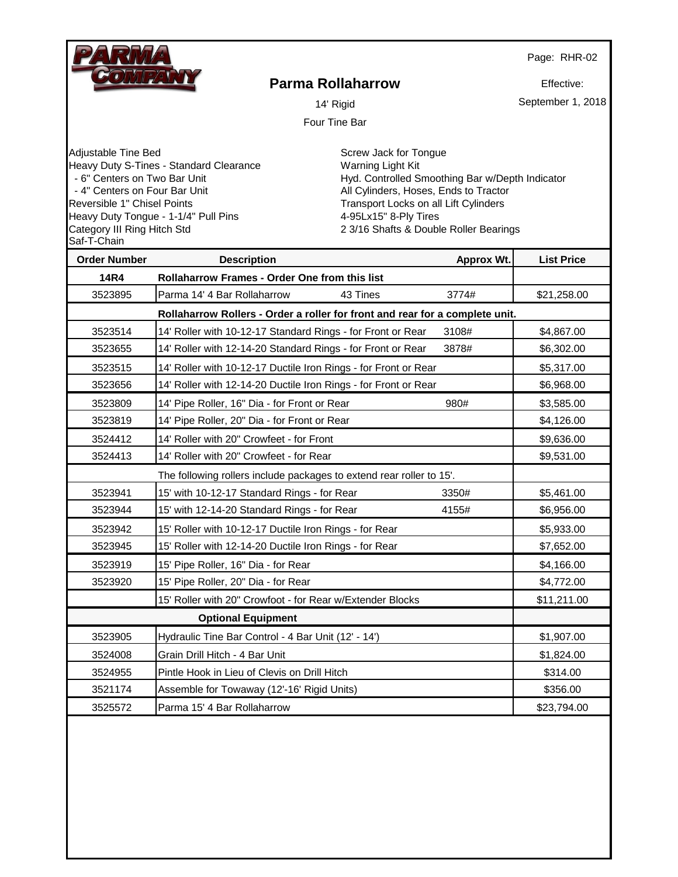PARMA COMPANY

Page: RHR-02

# Parma Rollaharrow

Effective:

September 1, 2018

14' Rigid

Four Tine Bar

Adjustable Tine Bed
Heavy Duty S-Tines - Standard Clearance
 - 6" Centers on Two Bar Unit
 - 4" Centers on Four Bar Unit
Reversible 1" Chisel Points
Heavy Duty Tongue - 1-1/4" Pull Pins
Category III Ring Hitch Std
Saf-T-Chain

Screw Jack for Tongue
Warning Light Kit
Hyd. Controlled Smoothing Bar w/Depth Indicator
All Cylinders, Hoses, Ends to Tractor
Transport Locks on all Lift Cylinders
4-95Lx15" 8-Ply Tires
2 3/16 Shafts & Double Roller Bearings

| Order Number | Description | | Approx Wt. | List Price |
|---|---|---|---|---|
| **14R4** | **Rollaharrow Frames - Order One from this list** | | | |
| 3523895 | Parma 14' 4 Bar Rollaharrow | 43 Tines | 3774# | $21,258.00 |
| | **Rollaharrow Rollers - Order a roller for front and rear for a complete unit.** | | | |
| 3523514 | 14' Roller with 10-12-17 Standard Rings - for Front or Rear | | 3108# | $4,867.00 |
| 3523655 | 14' Roller with 12-14-20 Standard Rings - for Front or Rear | | 3878# | $6,302.00 |
| 3523515 | 14' Roller with 10-12-17 Ductile Iron Rings - for Front or Rear | | | $5,317.00 |
| 3523656 | 14' Roller with 12-14-20 Ductile Iron Rings - for Front or Rear | | | $6,968.00 |
| 3523809 | 14' Pipe Roller, 16" Dia - for Front or Rear | | 980# | $3,585.00 |
| 3523819 | 14' Pipe Roller, 20" Dia - for Front or Rear | | | $4,126.00 |
| 3524412 | 14' Roller with 20" Crowfeet - for Front | | | $9,636.00 |
| 3524413 | 14' Roller with 20" Crowfeet - for Rear | | | $9,531.00 |
| | The following rollers include packages to extend rear roller to 15'. | | | |
| 3523941 | 15' with 10-12-17 Standard Rings - for Rear | | 3350# | $5,461.00 |
| 3523944 | 15' with 12-14-20 Standard Rings - for Rear | | 4155# | $6,956.00 |
| 3523942 | 15' Roller with 10-12-17 Ductile Iron Rings - for Rear | | | $5,933.00 |
| 3523945 | 15' Roller with 12-14-20 Ductile Iron Rings - for Rear | | | $7,652.00 |
| 3523919 | 15' Pipe Roller, 16" Dia - for Rear | | | $4,166.00 |
| 3523920 | 15' Pipe Roller, 20" Dia - for Rear | | | $4,772.00 |
| | 15' Roller with 20" Crowfoot - for Rear w/Extender Blocks | | | $11,211.00 |
| | **Optional Equipment** | | | |
| 3523905 | Hydraulic Tine Bar Control - 4 Bar Unit (12' - 14') | | | $1,907.00 |
| 3524008 | Grain Drill Hitch - 4 Bar Unit | | | $1,824.00 |
| 3524955 | Pintle Hook in Lieu of Clevis on Drill Hitch | | | $314.00 |
| 3521174 | Assemble for Towaway (12'-16' Rigid Units) | | | $356.00 |
| 3525572 | Parma 15' 4 Bar Rollaharrow | | | $23,794.00 |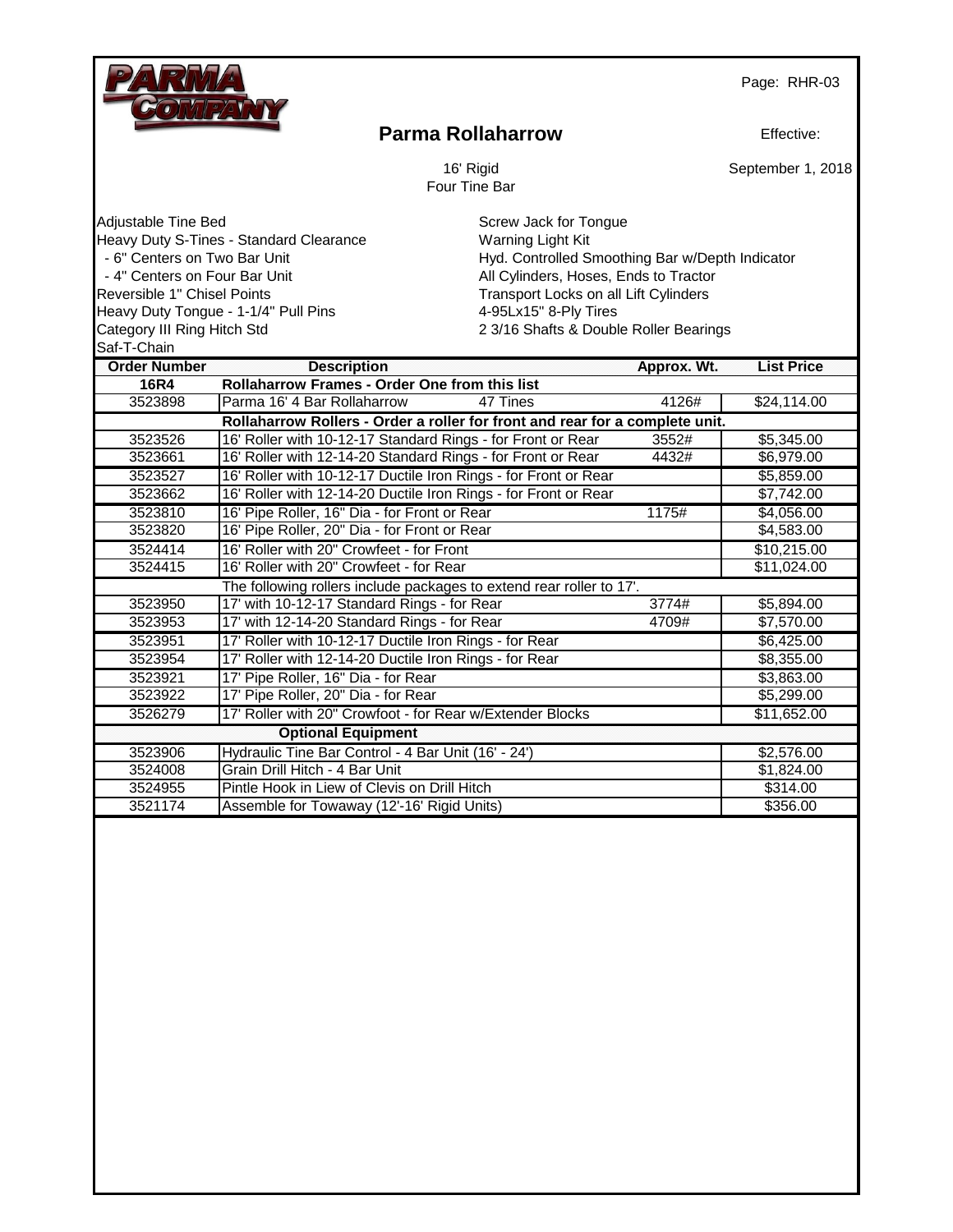PARMA COMPANY

Page: RHR-03

# Parma Rollaharrow

Effective: September 1, 2018

16' Rigid
Four Tine Bar

Adjustable Tine Bed
Heavy Duty S-Tines - Standard Clearance
- 6" Centers on Two Bar Unit
- 4" Centers on Four Bar Unit
Reversible 1" Chisel Points
Heavy Duty Tongue - 1-1/4" Pull Pins
Category III Ring Hitch Std
Saf-T-Chain

Screw Jack for Tongue
Warning Light Kit
Hyd. Controlled Smoothing Bar w/Depth Indicator
All Cylinders, Hoses, Ends to Tractor
Transport Locks on all Lift Cylinders
4-95Lx15" 8-Ply Tires
2 3/16 Shafts & Double Roller Bearings

| Order Number | Description | Approx. Wt. | List Price |
|---|---|---|---|
| **16R4** | **Rollaharrow Frames - Order One from this list** | | |
| 3523898 | Parma 16' 4 Bar Rollaharrow 47 Tines | 4126# | $24,114.00 |
| | **Rollaharrow Rollers - Order a roller for front and rear for a complete unit.** | | |
| 3523526 | 16' Roller with 10-12-17 Standard Rings - for Front or Rear | 3552# | $5,345.00 |
| 3523661 | 16' Roller with 12-14-20 Standard Rings - for Front or Rear | 4432# | $6,979.00 |
| 3523527 | 16' Roller with 10-12-17 Ductile Iron Rings - for Front or Rear | | $5,859.00 |
| 3523662 | 16' Roller with 12-14-20 Ductile Iron Rings - for Front or Rear | | $7,742.00 |
| 3523810 | 16' Pipe Roller, 16" Dia - for Front or Rear | 1175# | $4,056.00 |
| 3523820 | 16' Pipe Roller, 20" Dia - for Front or Rear | | $4,583.00 |
| 3524414 | 16' Roller with 20" Crowfeet - for Front | | $10,215.00 |
| 3524415 | 16' Roller with 20" Crowfeet - for Rear | | $11,024.00 |
| | The following rollers include packages to extend rear roller to 17'. | | |
| 3523950 | 17' with 10-12-17 Standard Rings - for Rear | 3774# | $5,894.00 |
| 3523953 | 17' with 12-14-20 Standard Rings - for Rear | 4709# | $7,570.00 |
| 3523951 | 17' Roller with 10-12-17 Ductile Iron Rings - for Rear | | $6,425.00 |
| 3523954 | 17' Roller with 12-14-20 Ductile Iron Rings - for Rear | | $8,355.00 |
| 3523921 | 17' Pipe Roller, 16" Dia - for Rear | | $3,863.00 |
| 3523922 | 17' Pipe Roller, 20" Dia - for Rear | | $5,299.00 |
| 3526279 | 17' Roller with 20" Crowfoot - for Rear w/Extender Blocks | | $11,652.00 |
| | **Optional Equipment** | | |
| 3523906 | Hydraulic Tine Bar Control - 4 Bar Unit (16' - 24') | | $2,576.00 |
| 3524008 | Grain Drill Hitch - 4 Bar Unit | | $1,824.00 |
| 3524955 | Pintle Hook in Liew of Clevis on Drill Hitch | | $314.00 |
| 3521174 | Assemble for Towaway (12'-16' Rigid Units) | | $356.00 |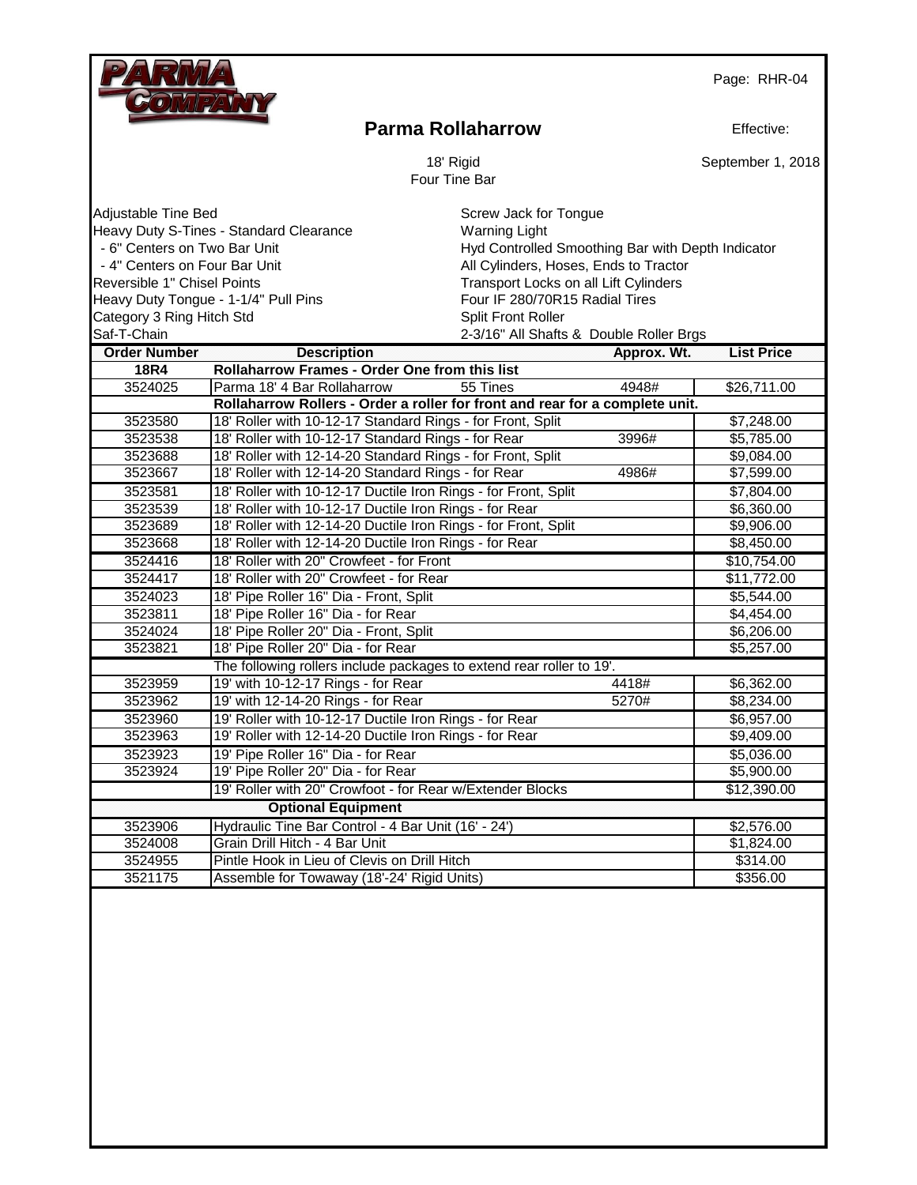PARMA COMPANY

Page: RHR-04

# Parma Rollaharrow

Effective: September 1, 2018

18' Rigid
Four Tine Bar

Adjustable Tine Bed
Heavy Duty S-Tines - Standard Clearance
 - 6" Centers on Two Bar Unit
 - 4" Centers on Four Bar Unit
Reversible 1" Chisel Points
Heavy Duty Tongue - 1-1/4" Pull Pins
Category 3 Ring Hitch Std
Saf-T-Chain

Screw Jack for Tongue
Warning Light
Hyd Controlled Smoothing Bar with Depth Indicator
All Cylinders, Hoses, Ends to Tractor
Transport Locks on all Lift Cylinders
Four IF 280/70R15 Radial Tires
Split Front Roller
2-3/16" All Shafts & Double Roller Brgs

| Order Number | Description | | Approx. Wt. | List Price |
|---|---|---|---|---|
| **18R4** | **Rollaharrow Frames - Order One from this list** | | | |
| 3524025 | Parma 18' 4 Bar Rollaharrow | 55 Tines | 4948# | $26,711.00 |
| | **Rollaharrow Rollers - Order a roller for front and rear for a complete unit.** | | | |
| 3523580 | 18' Roller with 10-12-17 Standard Rings - for Front, Split | | | $7,248.00 |
| 3523538 | 18' Roller with 10-12-17 Standard Rings - for Rear | | 3996# | $5,785.00 |
| 3523688 | 18' Roller with 12-14-20 Standard Rings - for Front, Split | | | $9,084.00 |
| 3523667 | 18' Roller with 12-14-20 Standard Rings - for Rear | | 4986# | $7,599.00 |
| 3523581 | 18' Roller with 10-12-17 Ductile Iron Rings - for Front, Split | | | $7,804.00 |
| 3523539 | 18' Roller with 10-12-17 Ductile Iron Rings - for Rear | | | $6,360.00 |
| 3523689 | 18' Roller with 12-14-20 Ductile Iron Rings - for Front, Split | | | $9,906.00 |
| 3523668 | 18' Roller with 12-14-20 Ductile Iron Rings - for Rear | | | $8,450.00 |
| 3524416 | 18' Roller with 20" Crowfeet - for Front | | | $10,754.00 |
| 3524417 | 18' Roller with 20" Crowfeet - for Rear | | | $11,772.00 |
| 3524023 | 18' Pipe Roller 16" Dia - Front, Split | | | $5,544.00 |
| 3523811 | 18' Pipe Roller 16" Dia - for Rear | | | $4,454.00 |
| 3524024 | 18' Pipe Roller 20" Dia - Front, Split | | | $6,206.00 |
| 3523821 | 18' Pipe Roller 20" Dia - for Rear | | | $5,257.00 |
| | The following rollers include packages to extend rear roller to 19'. | | | |
| 3523959 | 19' with 10-12-17 Rings - for Rear | | 4418# | $6,362.00 |
| 3523962 | 19' with 12-14-20 Rings - for Rear | | 5270# | $8,234.00 |
| 3523960 | 19' Roller with 10-12-17 Ductile Iron Rings - for Rear | | | $6,957.00 |
| 3523963 | 19' Roller with 12-14-20 Ductile Iron Rings - for Rear | | | $9,409.00 |
| 3523923 | 19' Pipe Roller 16" Dia - for Rear | | | $5,036.00 |
| 3523924 | 19' Pipe Roller 20" Dia - for Rear | | | $5,900.00 |
| | 19' Roller with 20" Crowfoot - for Rear w/Extender Blocks | | | $12,390.00 |
| | **Optional Equipment** | | | |
| 3523906 | Hydraulic Tine Bar Control - 4 Bar Unit (16' - 24') | | | $2,576.00 |
| 3524008 | Grain Drill Hitch - 4 Bar Unit | | | $1,824.00 |
| 3524955 | Pintle Hook in Lieu of Clevis on Drill Hitch | | | $314.00 |
| 3521175 | Assemble for Towaway (18'-24' Rigid Units) | | | $356.00 |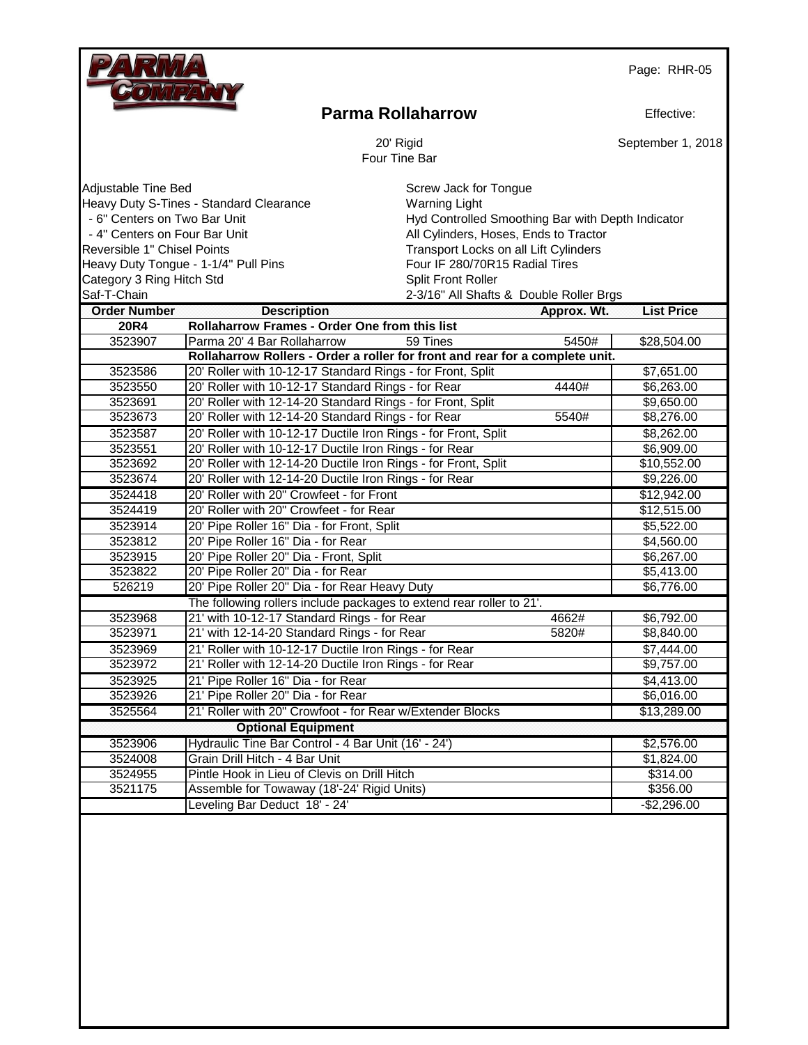PARMA COMPANY

Page: RHR-05

# Parma Rollaharrow

Effective: September 1, 2018

20' Rigid
Four Tine Bar

| | |
|---|---|
| Adjustable Tine Bed | Screw Jack for Tongue |
| Heavy Duty S-Tines - Standard Clearance | Warning Light |
| - 6" Centers on Two Bar Unit | Hyd Controlled Smoothing Bar with Depth Indicator |
| - 4" Centers on Four Bar Unit | All Cylinders, Hoses, Ends to Tractor |
| Reversible 1" Chisel Points | Transport Locks on all Lift Cylinders |
| Heavy Duty Tongue - 1-1/4" Pull Pins | Four IF 280/70R15 Radial Tires |
| Category 3 Ring Hitch Std | Split Front Roller |
| Saf-T-Chain | 2-3/16" All Shafts & Double Roller Brgs |

| Order Number | Description | | Approx. Wt. | List Price |
|---|---|---|---|---|
| **20R4** | **Rollaharrow Frames - Order One from this list** | | | |
| 3523907 | Parma 20' 4 Bar Rollaharrow | 59 Tines | 5450# | $28,504.00 |
| | **Rollaharrow Rollers - Order a roller for front and rear for a complete unit.** | | | |
| 3523586 | 20' Roller with 10-12-17 Standard Rings - for Front, Split | | | $7,651.00 |
| 3523550 | 20' Roller with 10-12-17 Standard Rings - for Rear | | 4440# | $6,263.00 |
| 3523691 | 20' Roller with 12-14-20 Standard Rings - for Front, Split | | | $9,650.00 |
| 3523673 | 20' Roller with 12-14-20 Standard Rings - for Rear | | 5540# | $8,276.00 |
| 3523587 | 20' Roller with 10-12-17 Ductile Iron Rings - for Front, Split | | | $8,262.00 |
| 3523551 | 20' Roller with 10-12-17 Ductile Iron Rings - for Rear | | | $6,909.00 |
| 3523692 | 20' Roller with 12-14-20 Ductile Iron Rings - for Front, Split | | | $10,552.00 |
| 3523674 | 20' Roller with 12-14-20 Ductile Iron Rings - for Rear | | | $9,226.00 |
| 3524418 | 20' Roller with 20" Crowfeet - for Front | | | $12,942.00 |
| 3524419 | 20' Roller with 20" Crowfeet - for Rear | | | $12,515.00 |
| 3523914 | 20' Pipe Roller 16" Dia - for Front, Split | | | $5,522.00 |
| 3523812 | 20' Pipe Roller 16" Dia - for Rear | | | $4,560.00 |
| 3523915 | 20' Pipe Roller 20" Dia - Front, Split | | | $6,267.00 |
| 3523822 | 20' Pipe Roller 20" Dia - for Rear | | | $5,413.00 |
| 526219 | 20' Pipe Roller 20" Dia - for Rear Heavy Duty | | | $6,776.00 |
| | The following rollers include packages to extend rear roller to 21'. | | | |
| 3523968 | 21' with 10-12-17 Standard Rings - for Rear | | 4662# | $6,792.00 |
| 3523971 | 21' with 12-14-20 Standard Rings - for Rear | | 5820# | $8,840.00 |
| 3523969 | 21' Roller with 10-12-17 Ductile Iron Rings - for Rear | | | $7,444.00 |
| 3523972 | 21' Roller with 12-14-20 Ductile Iron Rings - for Rear | | | $9,757.00 |
| 3523925 | 21' Pipe Roller 16" Dia - for Rear | | | $4,413.00 |
| 3523926 | 21' Pipe Roller 20" Dia - for Rear | | | $6,016.00 |
| 3525564 | 21' Roller with 20" Crowfoot - for Rear w/Extender Blocks | | | $13,289.00 |
| | **Optional Equipment** | | | |
| 3523906 | Hydraulic Tine Bar Control - 4 Bar Unit (16' - 24') | | | $2,576.00 |
| 3524008 | Grain Drill Hitch - 4 Bar Unit | | | $1,824.00 |
| 3524955 | Pintle Hook in Lieu of Clevis on Drill Hitch | | | $314.00 |
| 3521175 | Assemble for Towaway (18'-24' Rigid Units) | | | $356.00 |
| | Leveling Bar Deduct 18' - 24' | | | -$2,296.00 |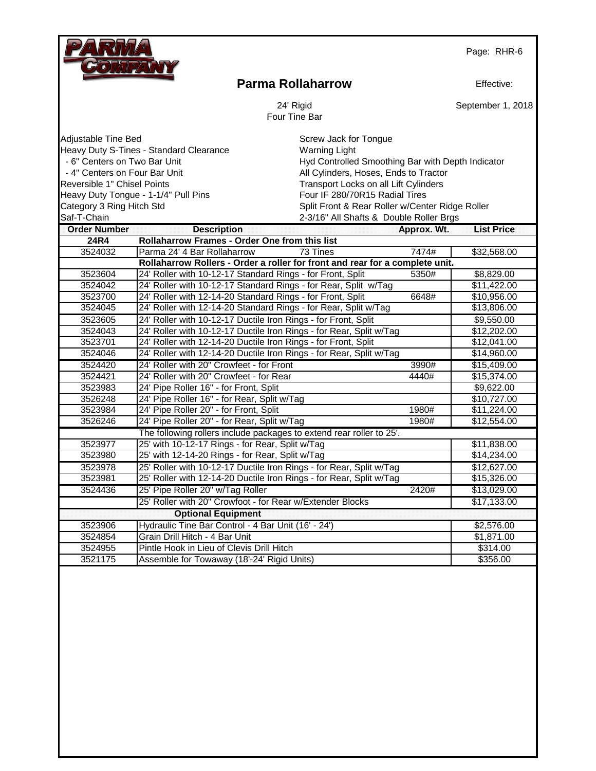# Parma Company

Page: RHR-6

## Parma Rollaharrow

Effective: September 1, 2018

24' Rigid
Four Tine Bar

- Adjustable Tine Bed
- Heavy Duty S-Tines - Standard Clearance
  - 6" Centers on Two Bar Unit
  - 4" Centers on Four Bar Unit
- Reversible 1" Chisel Points
- Heavy Duty Tongue - 1-1/4" Pull Pins
- Category 3 Ring Hitch Std
- Saf-T-Chain
- Screw Jack for Tongue
- Warning Light
- Hyd Controlled Smoothing Bar with Depth Indicator
- All Cylinders, Hoses, Ends to Tractor
- Transport Locks on all Lift Cylinders
- Four IF 280/70R15 Radial Tires
- Split Front & Rear Roller w/Center Ridge Roller
- 2-3/16" All Shafts & Double Roller Brgs

| Order Number | Description | | Approx. Wt. | List Price |
|---|---|---|---|---|
| **24R4** | **Rollaharrow Frames - Order One from this list** | | | |
| 3524032 | Parma 24' 4 Bar Rollaharrow | 73 Tines | 7474# | $32,568.00 |
| | **Rollaharrow Rollers - Order a roller for front and rear for a complete unit.** | | | |
| 3523604 | 24' Roller with 10-12-17 Standard Rings - for Front, Split | | 5350# | $8,829.00 |
| 3524042 | 24' Roller with 10-12-17 Standard Rings - for Rear, Split w/Tag | | | $11,422.00 |
| 3523700 | 24' Roller with 12-14-20 Standard Rings - for Front, Split | | 6648# | $10,956.00 |
| 3524045 | 24' Roller with 12-14-20 Standard Rings - for Rear, Split w/Tag | | | $13,806.00 |
| 3523605 | 24' Roller with 10-12-17 Ductile Iron Rings - for Front, Split | | | $9,550.00 |
| 3524043 | 24' Roller with 10-12-17 Ductile Iron Rings - for Rear, Split w/Tag | | | $12,202.00 |
| 3523701 | 24' Roller with 12-14-20 Ductile Iron Rings - for Front, Split | | | $12,041.00 |
| 3524046 | 24' Roller with 12-14-20 Ductile Iron Rings - for Rear, Split w/Tag | | | $14,960.00 |
| 3524420 | 24' Roller with 20" Crowfeet - for Front | | 3990# | $15,409.00 |
| 3524421 | 24' Roller with 20" Crowfeet - for Rear | | 4440# | $15,374.00 |
| 3523983 | 24' Pipe Roller 16" - for Front, Split | | | $9,622.00 |
| 3526248 | 24' Pipe Roller 16" - for Rear, Split w/Tag | | | $10,727.00 |
| 3523984 | 24' Pipe Roller 20" - for Front, Split | | 1980# | $11,224.00 |
| 3526246 | 24' Pipe Roller 20" - for Rear, Split w/Tag | | 1980# | $12,554.00 |
| | The following rollers include packages to extend rear roller to 25'. | | | |
| 3523977 | 25' with 10-12-17 Rings - for Rear, Split w/Tag | | | $11,838.00 |
| 3523980 | 25' with 12-14-20 Rings - for Rear, Split w/Tag | | | $14,234.00 |
| 3523978 | 25' Roller with 10-12-17 Ductile Iron Rings - for Rear, Split w/Tag | | | $12,627.00 |
| 3523981 | 25' Roller with 12-14-20 Ductile Iron Rings - for Rear, Split w/Tag | | | $15,326.00 |
| 3524436 | 25' Pipe Roller 20" w/Tag Roller | | 2420# | $13,029.00 |
| | 25' Roller with 20" Crowfoot - for Rear w/Extender Blocks | | | $17,133.00 |
| | **Optional Equipment** | | | |
| 3523906 | Hydraulic Tine Bar Control - 4 Bar Unit (16' - 24') | | | $2,576.00 |
| 3524854 | Grain Drill Hitch - 4 Bar Unit | | | $1,871.00 |
| 3524955 | Pintle Hook in Lieu of Clevis Drill Hitch | | | $314.00 |
| 3521175 | Assemble for Towaway (18'-24' Rigid Units) | | | $356.00 |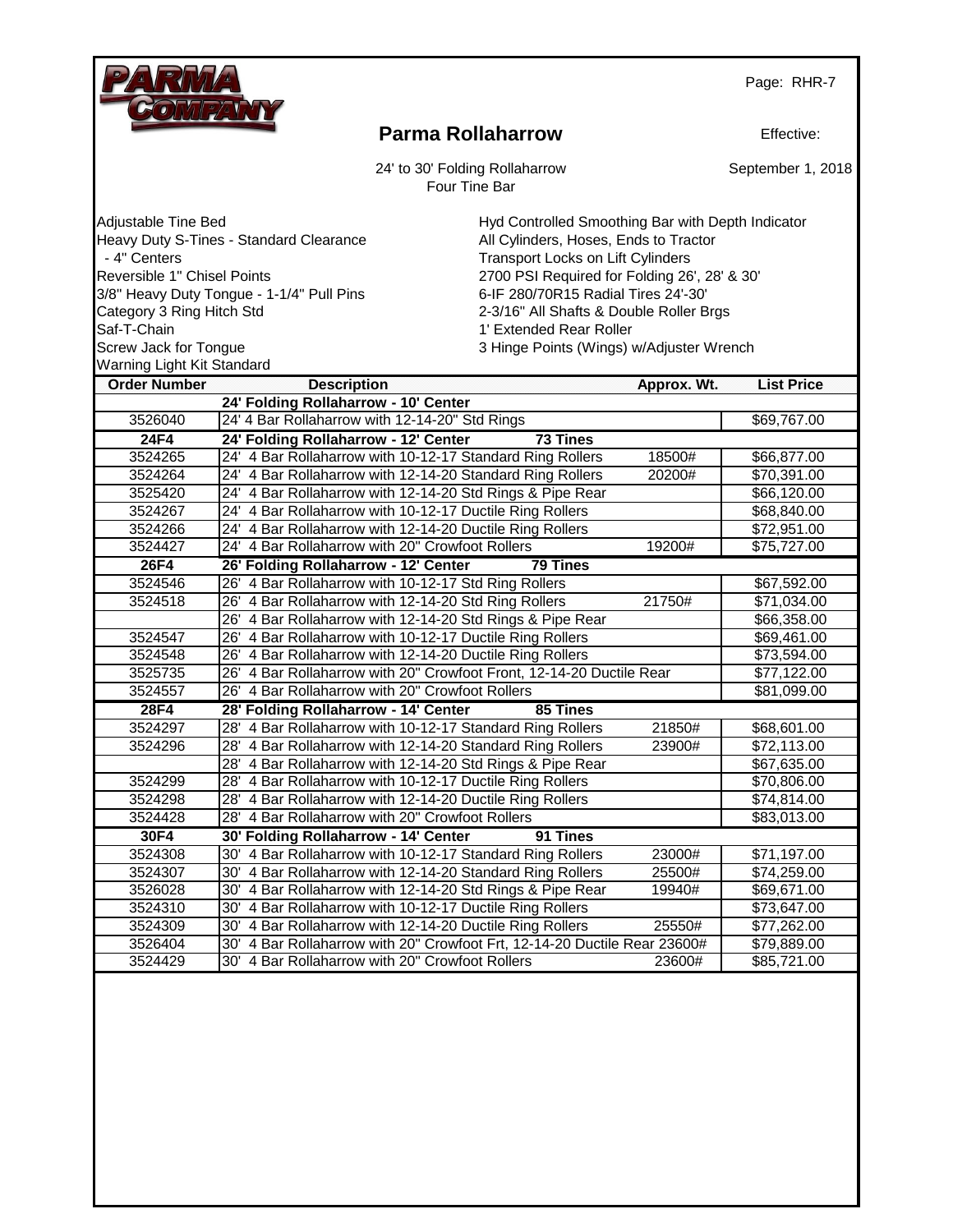**PARMA COMPANY**

Page: RHR-7

# Parma Rollaharrow

Effective: September 1, 2018

24' to 30' Folding Rollaharrow
Four Tine Bar

- Adjustable Tine Bed
- Heavy Duty S-Tines - Standard Clearance - 4" Centers
- Reversible 1" Chisel Points
- 3/8" Heavy Duty Tongue - 1-1/4" Pull Pins
- Category 3 Ring Hitch Std
- Saf-T-Chain
- Screw Jack for Tongue
- Warning Light Kit Standard
- Hyd Controlled Smoothing Bar with Depth Indicator
- All Cylinders, Hoses, Ends to Tractor
- Transport Locks on Lift Cylinders
- 2700 PSI Required for Folding 26', 28' & 30'
- 6-IF 280/70R15 Radial Tires 24'-30'
- 2-3/16" All Shafts & Double Roller Brgs
- 1' Extended Rear Roller
- 3 Hinge Points (Wings) w/Adjuster Wrench

| Order Number | Description | Approx. Wt. | List Price |
|---|---|---|---|
| | **24' Folding Rollaharrow - 10' Center** | | |
| 3526040 | 24' 4 Bar Rollaharrow with 12-14-20" Std Rings | | $69,767.00 |
| **24F4** | **24' Folding Rollaharrow - 12' Center 73 Tines** | | |
| 3524265 | 24' 4 Bar Rollaharrow with 10-12-17 Standard Ring Rollers | 18500# | $66,877.00 |
| 3524264 | 24' 4 Bar Rollaharrow with 12-14-20 Standard Ring Rollers | 20200# | $70,391.00 |
| 3525420 | 24' 4 Bar Rollaharrow with 12-14-20 Std Rings & Pipe Rear | | $66,120.00 |
| 3524267 | 24' 4 Bar Rollaharrow with 10-12-17 Ductile Ring Rollers | | $68,840.00 |
| 3524266 | 24' 4 Bar Rollaharrow with 12-14-20 Ductile Ring Rollers | | $72,951.00 |
| 3524427 | 24' 4 Bar Rollaharrow with 20" Crowfoot Rollers | 19200# | $75,727.00 |
| **26F4** | **26' Folding Rollaharrow - 12' Center 79 Tines** | | |
| 3524546 | 26' 4 Bar Rollaharrow with 10-12-17 Std Ring Rollers | | $67,592.00 |
| 3524518 | 26' 4 Bar Rollaharrow with 12-14-20 Std Ring Rollers | 21750# | $71,034.00 |
| | 26' 4 Bar Rollaharrow with 12-14-20 Std Rings & Pipe Rear | | $66,358.00 |
| 3524547 | 26' 4 Bar Rollaharrow with 10-12-17 Ductile Ring Rollers | | $69,461.00 |
| 3524548 | 26' 4 Bar Rollaharrow with 12-14-20 Ductile Ring Rollers | | $73,594.00 |
| 3525735 | 26' 4 Bar Rollaharrow with 20" Crowfoot Front, 12-14-20 Ductile Rear | | $77,122.00 |
| 3524557 | 26' 4 Bar Rollaharrow with 20" Crowfoot Rollers | | $81,099.00 |
| **28F4** | **28' Folding Rollaharrow - 14' Center 85 Tines** | | |
| 3524297 | 28' 4 Bar Rollaharrow with 10-12-17 Standard Ring Rollers | 21850# | $68,601.00 |
| 3524296 | 28' 4 Bar Rollaharrow with 12-14-20 Standard Ring Rollers | 23900# | $72,113.00 |
| | 28' 4 Bar Rollaharrow with 12-14-20 Std Rings & Pipe Rear | | $67,635.00 |
| 3524299 | 28' 4 Bar Rollaharrow with 10-12-17 Ductile Ring Rollers | | $70,806.00 |
| 3524298 | 28' 4 Bar Rollaharrow with 12-14-20 Ductile Ring Rollers | | $74,814.00 |
| 3524428 | 28' 4 Bar Rollaharrow with 20" Crowfoot Rollers | | $83,013.00 |
| **30F4** | **30' Folding Rollaharrow - 14' Center 91 Tines** | | |
| 3524308 | 30' 4 Bar Rollaharrow with 10-12-17 Standard Ring Rollers | 23000# | $71,197.00 |
| 3524307 | 30' 4 Bar Rollaharrow with 12-14-20 Standard Ring Rollers | 25500# | $74,259.00 |
| 3526028 | 30' 4 Bar Rollaharrow with 12-14-20 Std Rings & Pipe Rear | 19940# | $69,671.00 |
| 3524310 | 30' 4 Bar Rollaharrow with 10-12-17 Ductile Ring Rollers | | $73,647.00 |
| 3524309 | 30' 4 Bar Rollaharrow with 12-14-20 Ductile Ring Rollers | 25550# | $77,262.00 |
| 3526404 | 30' 4 Bar Rollaharrow with 20" Crowfoot Frt, 12-14-20 Ductile Rear | 23600# | $79,889.00 |
| 3524429 | 30' 4 Bar Rollaharrow with 20" Crowfoot Rollers | 23600# | $85,721.00 |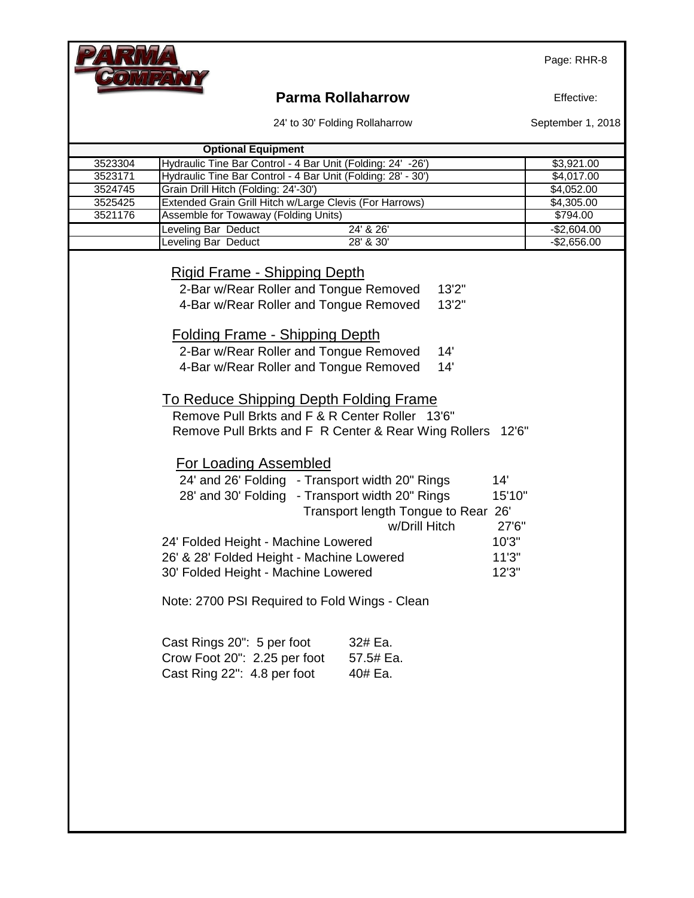PARMA COMPANY

Page: RHR-8

# Parma Rollaharrow

24' to 30' Folding Rollaharrow

Effective: September 1, 2018

| | Optional Equipment | | |
|---|---|---|---|
| 3523304 | Hydraulic Tine Bar Control - 4 Bar Unit (Folding: 24' -26') | | $3,921.00 |
| 3523171 | Hydraulic Tine Bar Control - 4 Bar Unit (Folding: 28' - 30') | | $4,017.00 |
| 3524745 | Grain Drill Hitch (Folding: 24'-30') | | $4,052.00 |
| 3525425 | Extended Grain Grill Hitch w/Large Clevis (For Harrows) | | $4,305.00 |
| 3521176 | Assemble for Towaway (Folding Units) | | $794.00 |
| | Leveling Bar Deduct | 24' & 26' | -$2,604.00 |
| | Leveling Bar Deduct | 28' & 30' | -$2,656.00 |

## Rigid Frame - Shipping Depth

2-Bar w/Rear Roller and Tongue Removed 13'2"

4-Bar w/Rear Roller and Tongue Removed 13'2"

## Folding Frame - Shipping Depth

2-Bar w/Rear Roller and Tongue Removed 14'

4-Bar w/Rear Roller and Tongue Removed 14'

## To Reduce Shipping Depth Folding Frame

Remove Pull Brkts and F & R Center Roller 13'6"

Remove Pull Brkts and F R Center & Rear Wing Rollers 12'6"

## For Loading Assembled

24' and 26' Folding - Transport width 20" Rings 14'

28' and 30' Folding - Transport width 20" Rings 15'10"

Transport length Tongue to Rear 26'

w/Drill Hitch 27'6"

24' Folded Height - Machine Lowered 10'3"

26' & 28' Folded Height - Machine Lowered 11'3"

30' Folded Height - Machine Lowered 12'3"

Note: 2700 PSI Required to Fold Wings - Clean

Cast Rings 20": 5 per foot 32# Ea.

Crow Foot 20": 2.25 per foot 57.5# Ea.

Cast Ring 22": 4.8 per foot 40# Ea.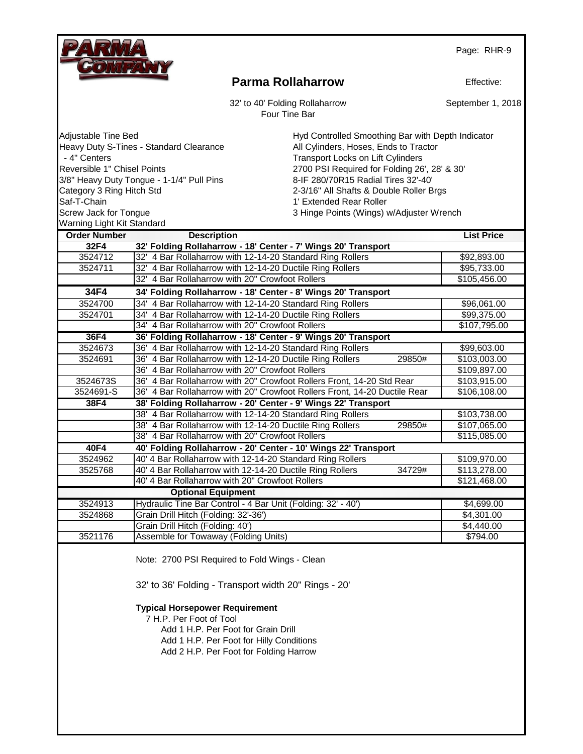PARMA COMPANY

Page: RHR-9

# Parma Rollaharrow

Effective: September 1, 2018

32' to 40' Folding Rollaharrow
Four Tine Bar

Adjustable Tine Bed
Heavy Duty S-Tines - Standard Clearance
- 4" Centers
Reversible 1" Chisel Points
3/8" Heavy Duty Tongue - 1-1/4" Pull Pins
Category 3 Ring Hitch Std
Saf-T-Chain
Screw Jack for Tongue
Warning Light Kit Standard

Hyd Controlled Smoothing Bar with Depth Indicator
All Cylinders, Hoses, Ends to Tractor
Transport Locks on Lift Cylinders
2700 PSI Required for Folding 26', 28' & 30'
8-IF 280/70R15 Radial Tires 32'-40'
2-3/16" All Shafts & Double Roller Brgs
1' Extended Rear Roller
3 Hinge Points (Wings) w/Adjuster Wrench

| Order Number | Description | | List Price |
|---|---|---|---|
| **32F4** | **32' Folding Rollaharrow - 18' Center - 7' Wings 20' Transport** | | |
| 3524712 | 32' 4 Bar Rollaharrow with 12-14-20 Standard Ring Rollers | | $92,893.00 |
| 3524711 | 32' 4 Bar Rollaharrow with 12-14-20 Ductile Ring Rollers | | $95,733.00 |
| | 32' 4 Bar Rollaharrow with 20" Crowfoot Rollers | | $105,456.00 |
| **34F4** | **34' Folding Rollaharrow - 18' Center - 8' Wings 20' Transport** | | |
| 3524700 | 34' 4 Bar Rollaharrow with 12-14-20 Standard Ring Rollers | | $96,061.00 |
| 3524701 | 34' 4 Bar Rollaharrow with 12-14-20 Ductile Ring Rollers | | $99,375.00 |
| | 34' 4 Bar Rollaharrow with 20" Crowfoot Rollers | | $107,795.00 |
| **36F4** | **36' Folding Rollaharrow - 18' Center - 9' Wings 20' Transport** | | |
| 3524673 | 36' 4 Bar Rollaharrow with 12-14-20 Standard Ring Rollers | | $99,603.00 |
| 3524691 | 36' 4 Bar Rollaharrow with 12-14-20 Ductile Ring Rollers | 29850# | $103,003.00 |
| | 36' 4 Bar Rollaharrow with 20" Crowfoot Rollers | | $109,897.00 |
| 3524673S | 36' 4 Bar Rollaharrow with 20" Crowfoot Rollers Front, 14-20 Std Rear | | $103,915.00 |
| 3524691-S | 36' 4 Bar Rollaharrow with 20" Crowfoot Rollers Front, 14-20 Ductile Rear | | $106,108.00 |
| **38F4** | **38' Folding Rollaharrow - 20' Center - 9' Wings 22' Transport** | | |
| | 38' 4 Bar Rollaharrow with 12-14-20 Standard Ring Rollers | | $103,738.00 |
| | 38' 4 Bar Rollaharrow with 12-14-20 Ductile Ring Rollers | 29850# | $107,065.00 |
| | 38' 4 Bar Rollaharrow with 20" Crowfoot Rollers | | $115,085.00 |
| **40F4** | **40' Folding Rollaharrow - 20' Center - 10' Wings 22' Transport** | | |
| 3524962 | 40' 4 Bar Rollaharrow with 12-14-20 Standard Ring Rollers | | $109,970.00 |
| 3525768 | 40' 4 Bar Rollaharrow with 12-14-20 Ductile Ring Rollers | 34729# | $113,278.00 |
| | 40' 4 Bar Rollaharrow with 20" Crowfoot Rollers | | $121,468.00 |
| | **Optional Equipment** | | |
| 3524913 | Hydraulic Tine Bar Control - 4 Bar Unit (Folding: 32' - 40') | | $4,699.00 |
| 3524868 | Grain Drill Hitch (Folding: 32'-36') | | $4,301.00 |
| | Grain Drill Hitch (Folding: 40') | | $4,440.00 |
| 3521176 | Assemble for Towaway (Folding Units) | | $794.00 |

Note: 2700 PSI Required to Fold Wings - Clean

32' to 36' Folding - Transport width 20" Rings - 20'

**Typical Horsepower Requirement**

7 H.P. Per Foot of Tool
- Add 1 H.P. Per Foot for Grain Drill
- Add 1 H.P. Per Foot for Hilly Conditions
- Add 2 H.P. Per Foot for Folding Harrow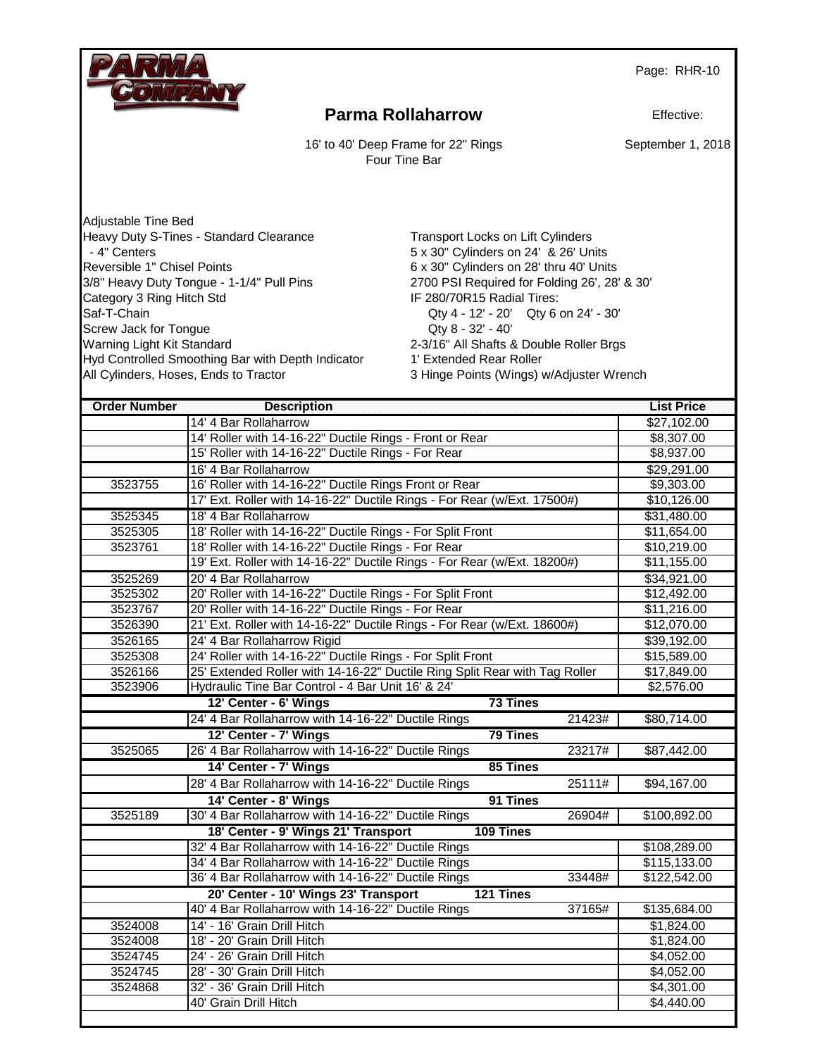PARMA COMPANY

Page: RHR-10

# Parma Rollaharrow

Effective:

September 1, 2018

16' to 40' Deep Frame for 22" Rings
Four Tine Bar

Adjustable Tine Bed
Heavy Duty S-Tines - Standard Clearance
 - 4" Centers
Reversible 1" Chisel Points
3/8" Heavy Duty Tongue - 1-1/4" Pull Pins
Category 3 Ring Hitch Std
Saf-T-Chain
Screw Jack for Tongue
Warning Light Kit Standard
Hyd Controlled Smoothing Bar with Depth Indicator
All Cylinders, Hoses, Ends to Tractor

Transport Locks on Lift Cylinders
5 x 30" Cylinders on 24' & 26' Units
6 x 30" Cylinders on 28' thru 40' Units
2700 PSI Required for Folding 26', 28' & 30'
IF 280/70R15 Radial Tires:
  Qty 4 - 12' - 20'   Qty 6 on 24' - 30'
  Qty 8 - 32' - 40'
2-3/16" All Shafts & Double Roller Brgs
1' Extended Rear Roller
3 Hinge Points (Wings) w/Adjuster Wrench

| Order Number | Description | | | List Price |
|---|---|---|---|---|
| | 14' 4 Bar Rollaharrow | | | $27,102.00 |
| | 14' Roller with 14-16-22" Ductile Rings - Front or Rear | | | $8,307.00 |
| | 15' Roller with 14-16-22" Ductile Rings - For Rear | | | $8,937.00 |
| | 16' 4 Bar Rollaharrow | | | $29,291.00 |
| 3523755 | 16' Roller with 14-16-22" Ductile Rings Front or Rear | | | $9,303.00 |
| | 17' Ext. Roller with 14-16-22" Ductile Rings - For Rear (w/Ext. 17500#) | | | $10,126.00 |
| 3525345 | 18' 4 Bar Rollaharrow | | | $31,480.00 |
| 3525305 | 18' Roller with 14-16-22" Ductile Rings - For Split Front | | | $11,654.00 |
| 3523761 | 18' Roller with 14-16-22" Ductile Rings - For Rear | | | $10,219.00 |
| | 19' Ext. Roller with 14-16-22" Ductile Rings - For Rear (w/Ext. 18200#) | | | $11,155.00 |
| 3525269 | 20' 4 Bar Rollaharrow | | | $34,921.00 |
| 3525302 | 20' Roller with 14-16-22" Ductile Rings - For Split Front | | | $12,492.00 |
| 3523767 | 20' Roller with 14-16-22" Ductile Rings - For Rear | | | $11,216.00 |
| 3526390 | 21' Ext. Roller with 14-16-22" Ductile Rings - For Rear (w/Ext. 18600#) | | | $12,070.00 |
| 3526165 | 24' 4 Bar Rollaharrow Rigid | | | $39,192.00 |
| 3525308 | 24' Roller with 14-16-22" Ductile Rings - For Split Front | | | $15,589.00 |
| 3526166 | 25' Extended Roller with 14-16-22" Ductile Ring Split Rear with Tag Roller | | | $17,849.00 |
| 3523906 | Hydraulic Tine Bar Control - 4 Bar Unit 16' & 24' | | | $2,576.00 |
| | **12' Center - 6' Wings** | **73 Tines** | | |
| | 24' 4 Bar Rollaharrow with 14-16-22" Ductile Rings | | 21423# | $80,714.00 |
| | **12' Center - 7' Wings** | **79 Tines** | | |
| 3525065 | 26' 4 Bar Rollaharrow with 14-16-22" Ductile Rings | | 23217# | $87,442.00 |
| | **14' Center - 7' Wings** | **85 Tines** | | |
| | 28' 4 Bar Rollaharrow with 14-16-22" Ductile Rings | | 25111# | $94,167.00 |
| | **14' Center - 8' Wings** | **91 Tines** | | |
| 3525189 | 30' 4 Bar Rollaharrow with 14-16-22" Ductile Rings | | 26904# | $100,892.00 |
| | **18' Center - 9' Wings 21' Transport** | **109 Tines** | | |
| | 32' 4 Bar Rollaharrow with 14-16-22" Ductile Rings | | | $108,289.00 |
| | 34' 4 Bar Rollaharrow with 14-16-22" Ductile Rings | | | $115,133.00 |
| | 36' 4 Bar Rollaharrow with 14-16-22" Ductile Rings | | 33448# | $122,542.00 |
| | **20' Center - 10' Wings 23' Transport** | **121 Tines** | | |
| | 40' 4 Bar Rollaharrow with 14-16-22" Ductile Rings | | 37165# | $135,684.00 |
| 3524008 | 14' - 16' Grain Drill Hitch | | | $1,824.00 |
| 3524008 | 18' - 20' Grain Drill Hitch | | | $1,824.00 |
| 3524745 | 24' - 26' Grain Drill Hitch | | | $4,052.00 |
| 3524745 | 28' - 30' Grain Drill Hitch | | | $4,052.00 |
| 3524868 | 32' - 36' Grain Drill Hitch | | | $4,301.00 |
| | 40' Grain Drill Hitch | | | $4,440.00 |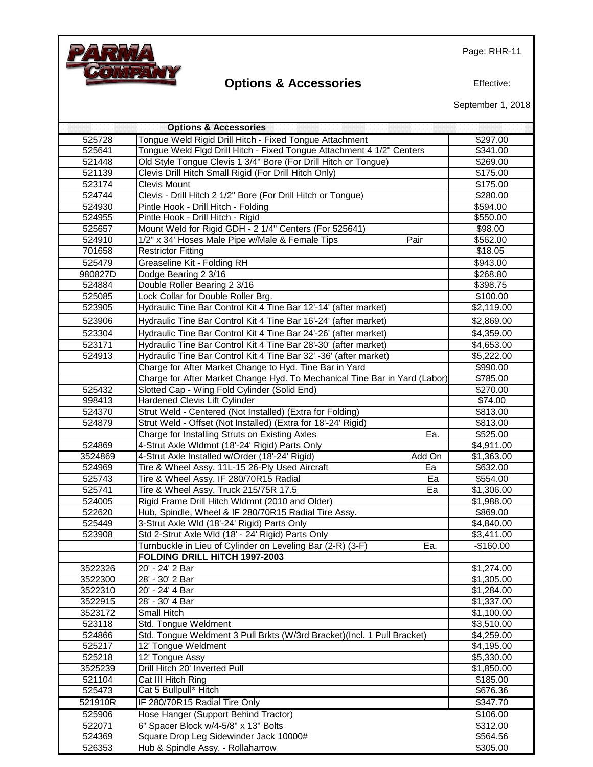**PARMA COMPANY**

# Options & Accessories

Page: RHR-11

Effective:

September 1, 2018

| | Options & Accessories | | |
|---|---|---|---|
| 525728 | Tongue Weld Rigid Drill Hitch - Fixed Tongue Attachment | | $297.00 |
| 525641 | Tongue Weld Flgd Drill Hitch - Fixed Tongue Attachment 4 1/2" Centers | | $341.00 |
| 521448 | Old Style Tongue Clevis 1 3/4" Bore (For Drill Hitch or Tongue) | | $269.00 |
| 521139 | Clevis Drill Hitch Small Rigid (For Drill Hitch Only) | | $175.00 |
| 523174 | Clevis Mount | | $175.00 |
| 524744 | Clevis - Drill Hitch 2 1/2" Bore (For Drill Hitch or Tongue) | | $280.00 |
| 524930 | Pintle Hook - Drill Hitch - Folding | | $594.00 |
| 524955 | Pintle Hook - Drill Hitch - Rigid | | $550.00 |
| 525657 | Mount Weld for Rigid GDH - 2 1/4" Centers (For 525641) | | $98.00 |
| 524910 | 1/2" x 34' Hoses Male Pipe w/Male & Female Tips | Pair | $562.00 |
| 701658 | Restrictor Fitting | | $18.05 |
| 525479 | Greaseline Kit - Folding RH | | $943.00 |
| 980827D | Dodge Bearing 2 3/16 | | $268.80 |
| 524884 | Double Roller Bearing 2 3/16 | | $398.75 |
| 525085 | Lock Collar for Double Roller Brg. | | $100.00 |
| 523905 | Hydraulic Tine Bar Control Kit 4 Tine Bar 12'-14' (after market) | | $2,119.00 |
| 523906 | Hydraulic Tine Bar Control Kit 4 Tine Bar 16'-24' (after market) | | $2,869.00 |
| 523304 | Hydraulic Tine Bar Control Kit 4 Tine Bar 24'-26' (after market) | | $4,359.00 |
| 523171 | Hydraulic Tine Bar Control Kit 4 Tine Bar 28'-30' (after market) | | $4,653.00 |
| 524913 | Hydraulic Tine Bar Control Kit 4 Tine Bar 32' -36' (after market) | | $5,222.00 |
| | Charge for After Market Change to Hyd. Tine Bar in Yard | | $990.00 |
| | Charge for After Market Change Hyd. To Mechanical Tine Bar in Yard (Labor) | | $785.00 |
| 525432 | Slotted Cap - Wing Fold Cylinder (Solid End) | | $270.00 |
| 998413 | Hardened Clevis Lift Cylinder | | $74.00 |
| 524370 | Strut Weld - Centered (Not Installed) (Extra for Folding) | | $813.00 |
| 524879 | Strut Weld - Offset (Not Installed) (Extra for 18'-24' Rigid) | | $813.00 |
| | Charge for Installing Struts on Existing Axles | Ea. | $525.00 |
| 524869 | 4-Strut Axle Wldmnt (18'-24' Rigid) Parts Only | | $4,911.00 |
| 3524869 | 4-Strut Axle Installed w/Order (18'-24' Rigid) | Add On | $1,363.00 |
| 524969 | Tire & Wheel Assy. 11L-15 26-Ply Used Aircraft | Ea | $632.00 |
| 525743 | Tire & Wheel Assy. IF 280/70R15 Radial | Ea | $554.00 |
| 525741 | Tire & Wheel Assy. Truck 215/75R 17.5 | Ea | $1,306.00 |
| 524005 | Rigid Frame Drill Hitch Wldmnt (2010 and Older) | | $1,988.00 |
| 522620 | Hub, Spindle, Wheel & IF 280/70R15 Radial Tire Assy. | | $869.00 |
| 525449 | 3-Strut Axle Wld (18'-24' Rigid) Parts Only | | $4,840.00 |
| 523908 | Std 2-Strut Axle Wld (18' - 24' Rigid) Parts Only | | $3,411.00 |
| | Turnbuckle in Lieu of Cylinder on Leveling Bar (2-R) (3-F) | Ea. | -$160.00 |
| | **FOLDING DRILL HITCH 1997-2003** | | |
| 3522326 | 20' - 24' 2 Bar | | $1,274.00 |
| 3522300 | 28' - 30' 2 Bar | | $1,305.00 |
| 3522310 | 20' - 24' 4 Bar | | $1,284.00 |
| 3522915 | 28' - 30' 4 Bar | | $1,337.00 |
| 3523172 | Small Hitch | | $1,100.00 |
| 523118 | Std. Tongue Weldment | | $3,510.00 |
| 524866 | Std. Tongue Weldment 3 Pull Brkts (W/3rd Bracket)(Incl. 1 Pull Bracket) | | $4,259.00 |
| 525217 | 12' Tongue Weldment | | $4,195.00 |
| 525218 | 12' Tongue Assy | | $5,330.00 |
| 3525239 | Drill Hitch 20' Inverted Pull | | $1,850.00 |
| 521104 | Cat III Hitch Ring | | $185.00 |
| 525473 | Cat 5 Bullpull® Hitch | | $676.36 |
| 521910R | IF 280/70R15 Radial Tire Only | | $347.70 |
| 525906 | Hose Hanger (Support Behind Tractor) | | $106.00 |
| 522071 | 6" Spacer Block w/4-5/8" x 13" Bolts | | $312.00 |
| 524369 | Square Drop Leg Sidewinder Jack 10000# | | $564.56 |
| 526353 | Hub & Spindle Assy. - Rollaharrow | | $305.00 |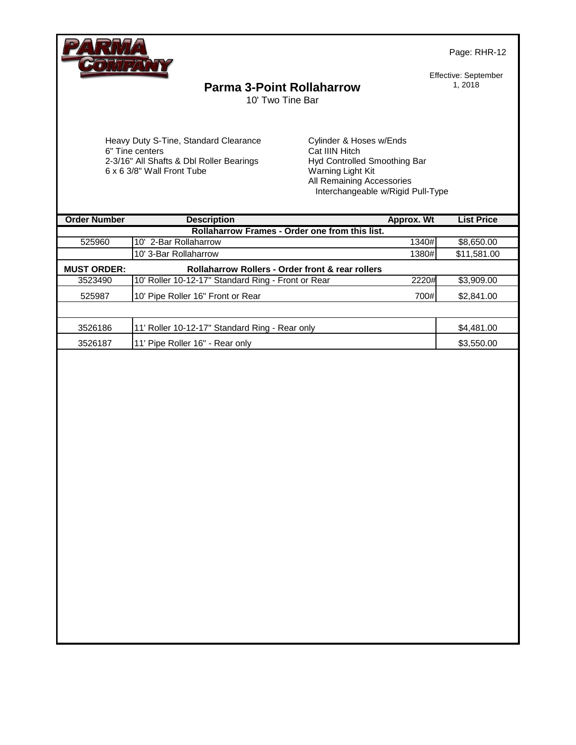Page: RHR-12

Effective: September 1, 2018

# Parma 3-Point Rollaharrow

10' Two Tine Bar

Heavy Duty S-Tine, Standard Clearance
6" Tine centers
2-3/16" All Shafts & Dbl Roller Bearings
6 x 6 3/8" Wall Front Tube

Cylinder & Hoses w/Ends
Cat IIIN Hitch
Hyd Controlled Smoothing Bar
Warning Light Kit
All Remaining Accessories
Interchangeable w/Rigid Pull-Type

| Order Number | Description | Approx. Wt | List Price |
|---|---|---|---|
| | **Rollaharrow Frames - Order one from this list.** | | |
| 525960 | 10' 2-Bar Rollaharrow | 1340# | $8,650.00 |
| | 10' 3-Bar Rollaharrow | 1380# | $11,581.00 |
| **MUST ORDER:** | **Rollaharrow Rollers - Order front & rear rollers** | | |
| 3523490 | 10' Roller 10-12-17" Standard Ring - Front or Rear | 2220# | $3,909.00 |
| 525987 | 10' Pipe Roller 16" Front or Rear | 700# | $2,841.00 |
| | | | |
| 3526186 | 11' Roller 10-12-17" Standard Ring - Rear only | | $4,481.00 |
| 3526187 | 11' Pipe Roller 16" - Rear only | | $3,550.00 |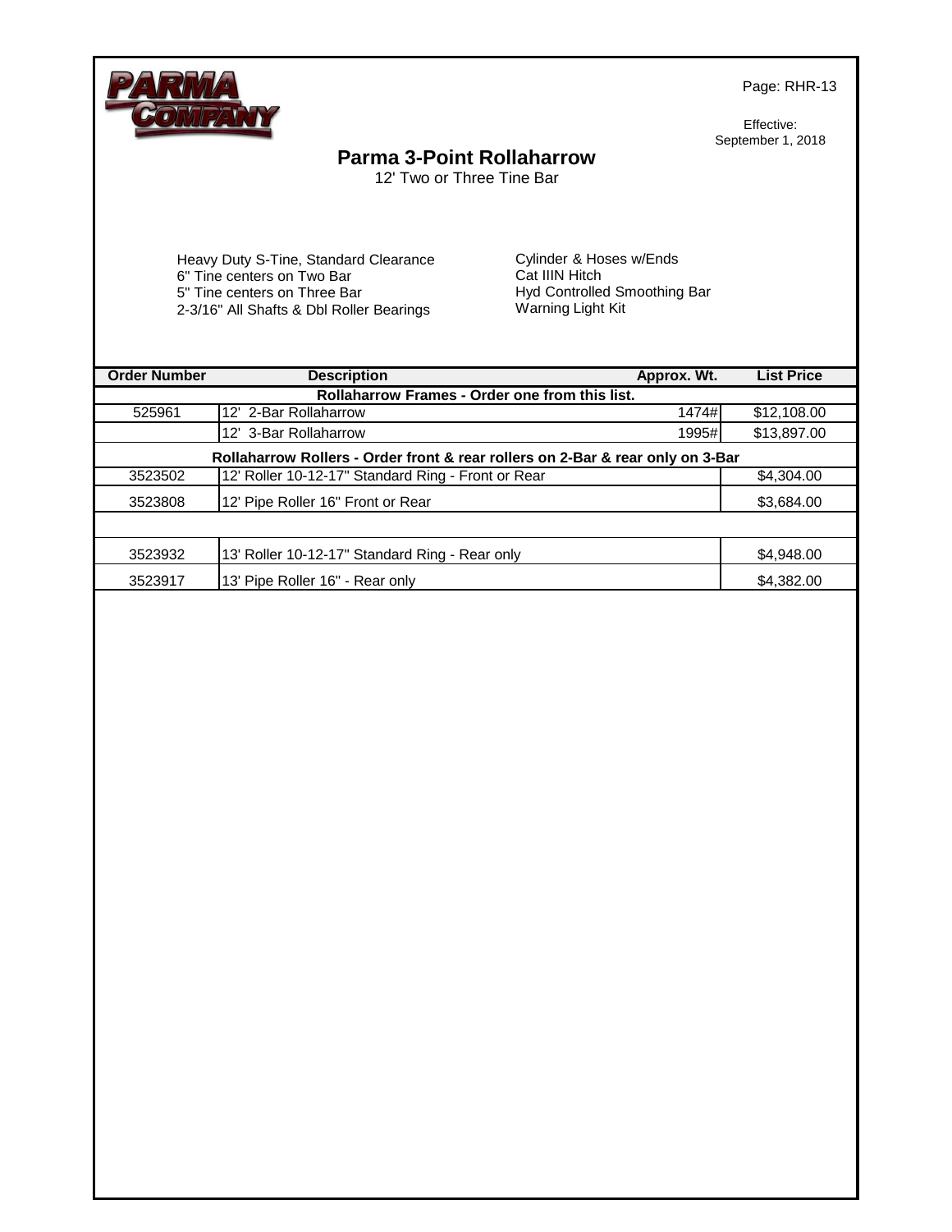PARMA COMPANY

Page: RHR-13

Effective: September 1, 2018

# Parma 3-Point Rollaharrow

12' Two or Three Tine Bar

Heavy Duty S-Tine, Standard Clearance
6" Tine centers on Two Bar
5" Tine centers on Three Bar
2-3/16" All Shafts & Dbl Roller Bearings

Cylinder & Hoses w/Ends
Cat IIIN Hitch
Hyd Controlled Smoothing Bar
Warning Light Kit

| Order Number | Description | Approx. Wt. | List Price |
|---|---|---|---|
| | **Rollaharrow Frames - Order one from this list.** | | |
| 525961 | 12' 2-Bar Rollaharrow | 1474# | $12,108.00 |
| | 12' 3-Bar Rollaharrow | 1995# | $13,897.00 |
| | **Rollaharrow Rollers - Order front & rear rollers on 2-Bar & rear only on 3-Bar** | | |
| 3523502 | 12' Roller 10-12-17" Standard Ring - Front or Rear | | $4,304.00 |
| 3523808 | 12' Pipe Roller 16" Front or Rear | | $3,684.00 |
| | | | |
| 3523932 | 13' Roller 10-12-17" Standard Ring - Rear only | | $4,948.00 |
| 3523917 | 13' Pipe Roller 16" - Rear only | | $4,382.00 |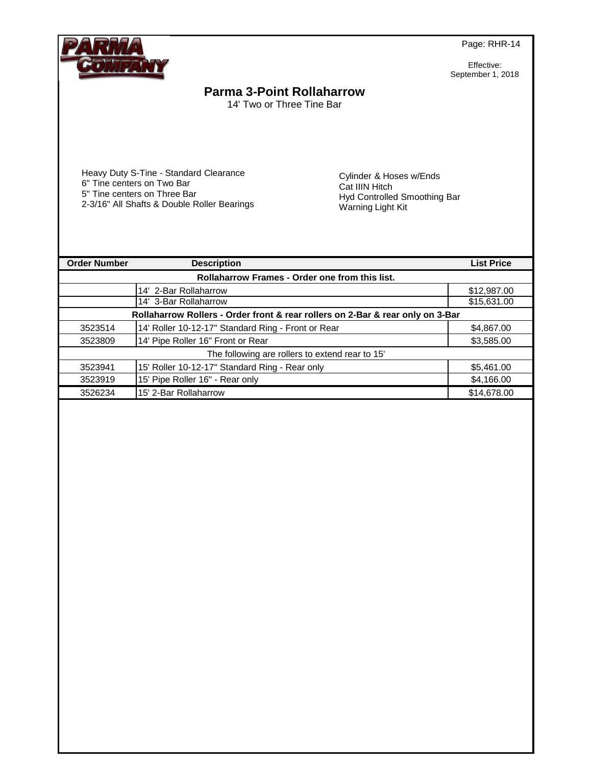PARMA COMPANY

Page: RHR-14

Effective:
September 1, 2018

# Parma 3-Point Rollaharrow

14' Two or Three Tine Bar

Heavy Duty S-Tine - Standard Clearance
6" Tine centers on Two Bar
5" Tine centers on Three Bar
2-3/16" All Shafts & Double Roller Bearings

Cylinder & Hoses w/Ends
Cat IIIN Hitch
Hyd Controlled Smoothing Bar
Warning Light Kit

| Order Number | Description | List Price |
|---|---|---|
| | **Rollaharrow Frames - Order one from this list.** | |
| | 14' 2-Bar Rollaharrow | $12,987.00 |
| | 14' 3-Bar Rollaharrow | $15,631.00 |
| | **Rollaharrow Rollers - Order front & rear rollers on 2-Bar & rear only on 3-Bar** | |
| 3523514 | 14' Roller 10-12-17" Standard Ring - Front or Rear | $4,867.00 |
| 3523809 | 14' Pipe Roller 16" Front or Rear | $3,585.00 |
| | The following are rollers to extend rear to 15' | |
| 3523941 | 15' Roller 10-12-17" Standard Ring - Rear only | $5,461.00 |
| 3523919 | 15' Pipe Roller 16" - Rear only | $4,166.00 |
| 3526234 | 15' 2-Bar Rollaharrow | $14,678.00 |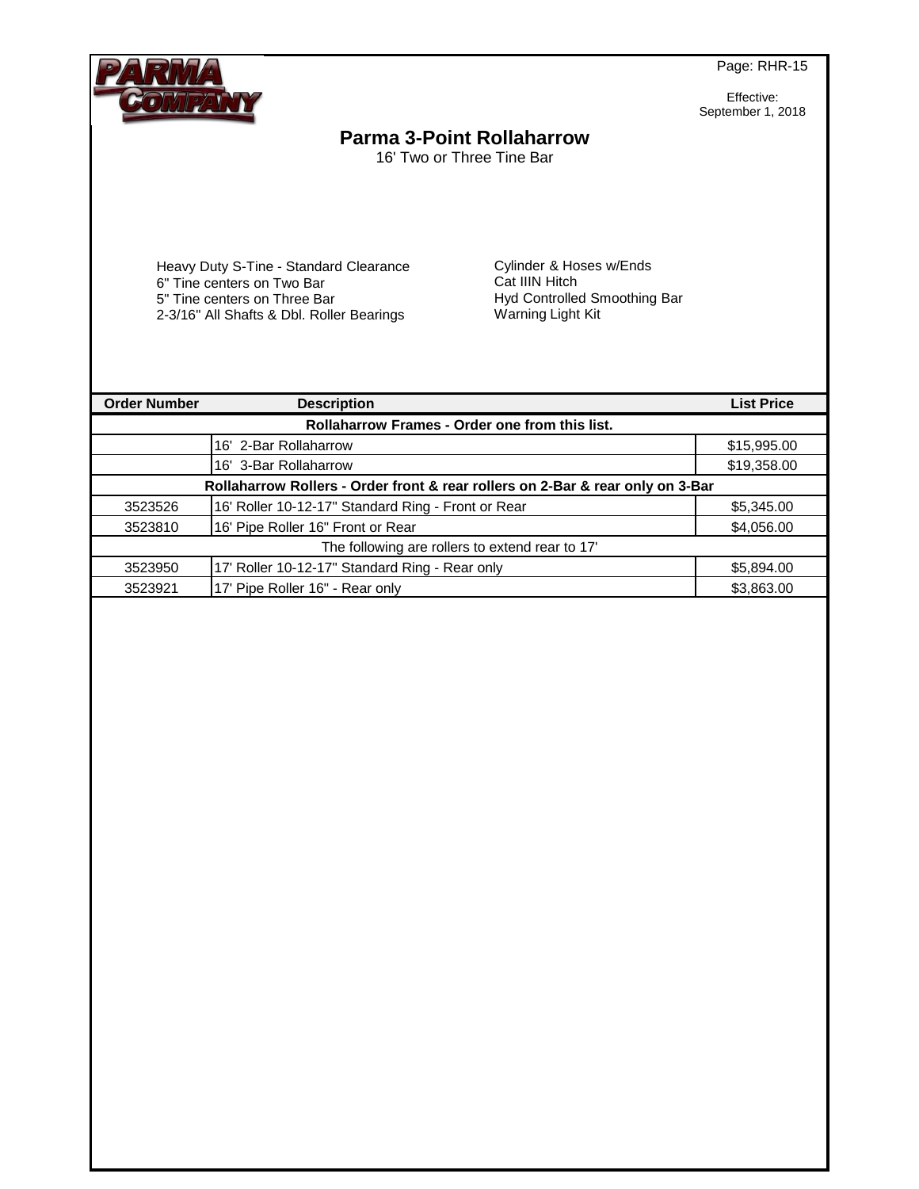Page: RHR-15

Effective:
September 1, 2018

# Parma 3-Point Rollaharrow

16' Two or Three Tine Bar

Heavy Duty S-Tine - Standard Clearance
6" Tine centers on Two Bar
5" Tine centers on Three Bar
2-3/16" All Shafts & Dbl. Roller Bearings

Cylinder & Hoses w/Ends
Cat IIIN Hitch
Hyd Controlled Smoothing Bar
Warning Light Kit

| Order Number | Description | List Price |
|---|---|---|
| | **Rollaharrow Frames - Order one from this list.** | |
| | 16' 2-Bar Rollaharrow | $15,995.00 |
| | 16' 3-Bar Rollaharrow | $19,358.00 |
| | **Rollaharrow Rollers - Order front & rear rollers on 2-Bar & rear only on 3-Bar** | |
| 3523526 | 16' Roller 10-12-17" Standard Ring - Front or Rear | $5,345.00 |
| 3523810 | 16' Pipe Roller 16" Front or Rear | $4,056.00 |
| | The following are rollers to extend rear to 17' | |
| 3523950 | 17' Roller 10-12-17" Standard Ring - Rear only | $5,894.00 |
| 3523921 | 17' Pipe Roller 16" - Rear only | $3,863.00 |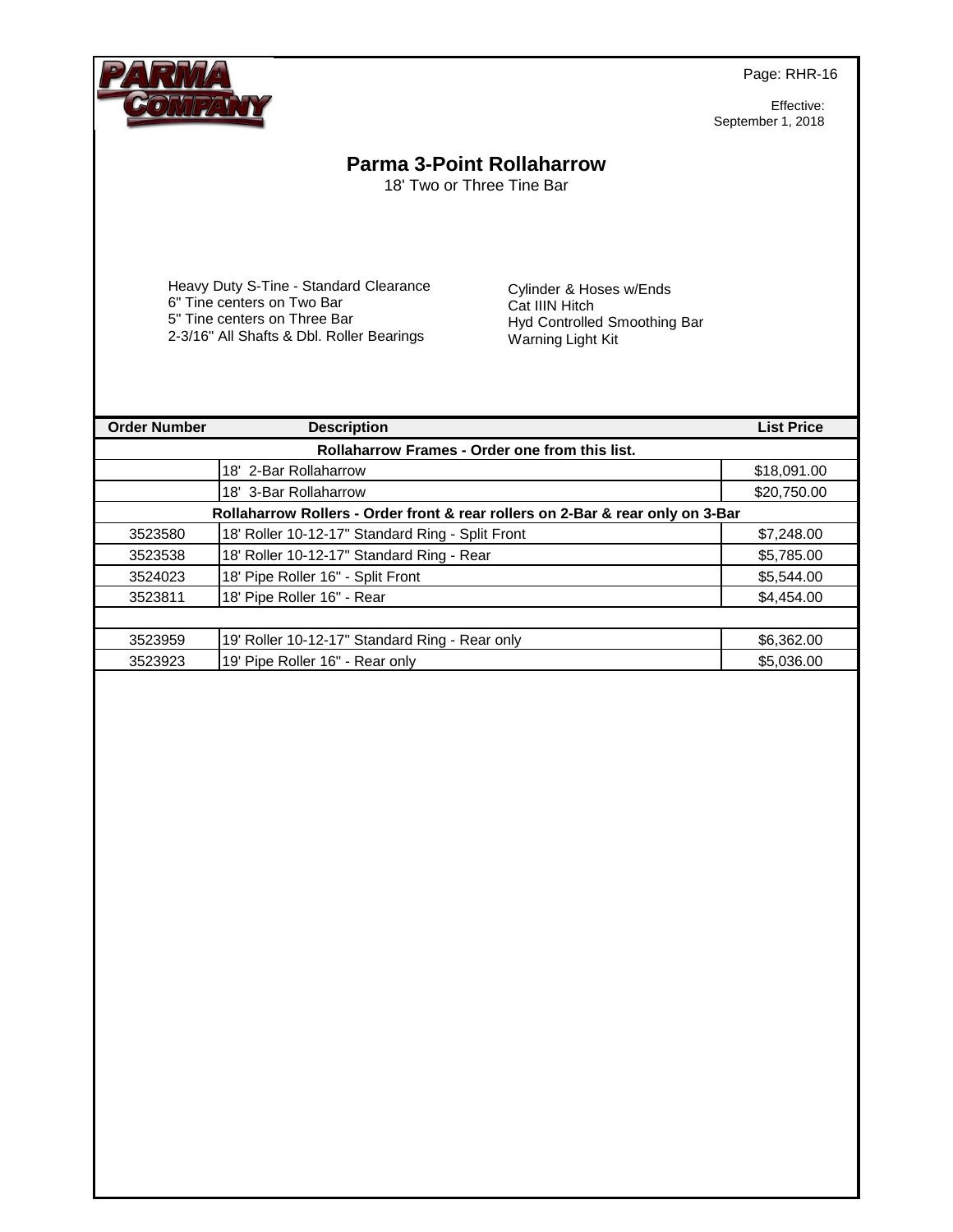PARMA COMPANY

Page: RHR-16

Effective:
September 1, 2018

# Parma 3-Point Rollaharrow

18' Two or Three Tine Bar

Heavy Duty S-Tine - Standard Clearance
6" Tine centers on Two Bar
5" Tine centers on Three Bar
2-3/16" All Shafts & Dbl. Roller Bearings

Cylinder & Hoses w/Ends
Cat IIIN Hitch
Hyd Controlled Smoothing Bar
Warning Light Kit

| Order Number | Description | List Price |
| --- | --- | --- |
| | **Rollaharrow Frames - Order one from this list.** | |
| | 18' 2-Bar Rollaharrow | $18,091.00 |
| | 18' 3-Bar Rollaharrow | $20,750.00 |
| | **Rollaharrow Rollers - Order front & rear rollers on 2-Bar & rear only on 3-Bar** | |
| 3523580 | 18' Roller 10-12-17" Standard Ring - Split Front | $7,248.00 |
| 3523538 | 18' Roller 10-12-17" Standard Ring - Rear | $5,785.00 |
| 3524023 | 18' Pipe Roller 16" - Split Front | $5,544.00 |
| 3523811 | 18' Pipe Roller 16" - Rear | $4,454.00 |
| | | |
| 3523959 | 19' Roller 10-12-17" Standard Ring - Rear only | $6,362.00 |
| 3523923 | 19' Pipe Roller 16" - Rear only | $5,036.00 |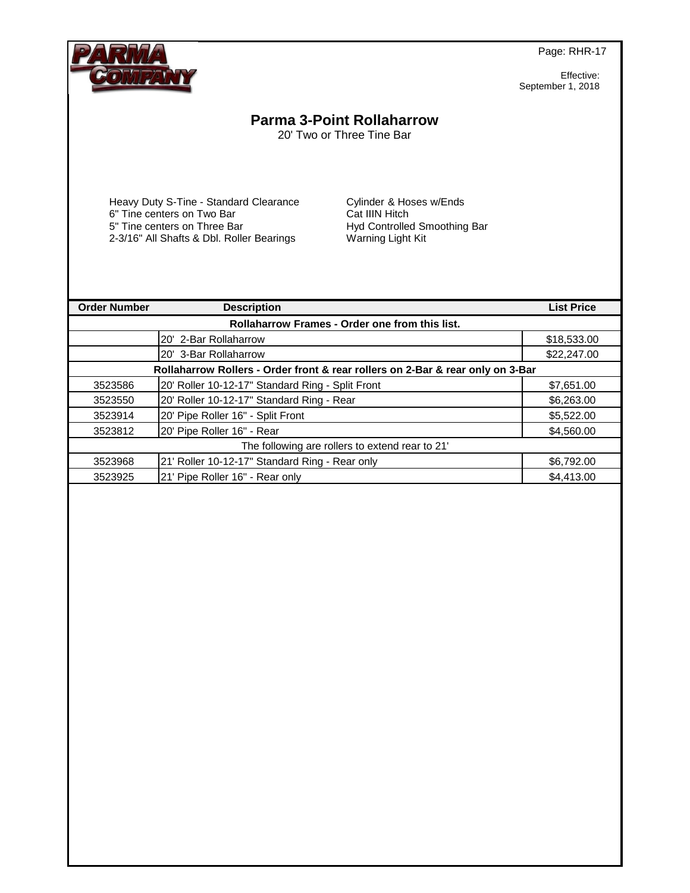Effective:
September 1, 2018

# Parma 3-Point Rollaharrow

20' Two or Three Tine Bar

- Heavy Duty S-Tine - Standard Clearance
- 6" Tine centers on Two Bar
- 5" Tine centers on Three Bar
- 2-3/16" All Shafts & Dbl. Roller Bearings
- Cylinder & Hoses w/Ends
- Cat IIIN Hitch
- Hyd Controlled Smoothing Bar
- Warning Light Kit

| Order Number | Description | List Price |
|---|---|---|
| | **Rollaharrow Frames - Order one from this list.** | |
| | 20' 2-Bar Rollaharrow | $18,533.00 |
| | 20' 3-Bar Rollaharrow | $22,247.00 |
| | **Rollaharrow Rollers - Order front & rear rollers on 2-Bar & rear only on 3-Bar** | |
| 3523586 | 20' Roller 10-12-17" Standard Ring - Split Front | $7,651.00 |
| 3523550 | 20' Roller 10-12-17" Standard Ring - Rear | $6,263.00 |
| 3523914 | 20' Pipe Roller 16" - Split Front | $5,522.00 |
| 3523812 | 20' Pipe Roller 16" - Rear | $4,560.00 |
| | The following are rollers to extend rear to 21' | |
| 3523968 | 21' Roller 10-12-17" Standard Ring - Rear only | $6,792.00 |
| 3523925 | 21' Pipe Roller 16" - Rear only | $4,413.00 |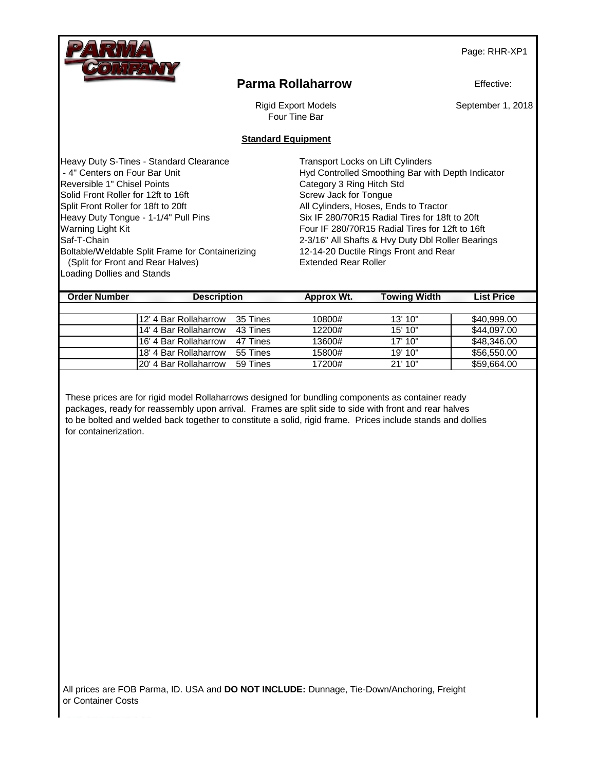PARMA COMPANY

Page: RHR-XP1

# Parma Rollaharrow

Effective:
September 1, 2018

Rigid Export Models
Four Tine Bar

**Standard Equipment**

Heavy Duty S-Tines - Standard Clearance
 - 4" Centers on Four Bar Unit
Reversible 1" Chisel Points
Solid Front Roller for 12ft to 16ft
Split Front Roller for 18ft to 20ft
Heavy Duty Tongue - 1-1/4" Pull Pins
Warning Light Kit
Saf-T-Chain
Boltable/Weldable Split Frame for Containerizing
 (Split for Front and Rear Halves)
Loading Dollies and Stands

Transport Locks on Lift Cylinders
Hyd Controlled Smoothing Bar with Depth Indicator
Category 3 Ring Hitch Std
Screw Jack for Tongue
All Cylinders, Hoses, Ends to Tractor
Six IF 280/70R15 Radial Tires for 18ft to 20ft
Four IF 280/70R15 Radial Tires for 12ft to 16ft
2-3/16" All Shafts & Hvy Duty Dbl Roller Bearings
12-14-20 Ductile Rings Front and Rear
Extended Rear Roller

| Order Number | Description | | Approx Wt. | Towing Width | List Price |
|---|---|---|---|---|---|
| | 12' 4 Bar Rollaharrow | 35 Tines | 10800# | 13' 10" | $40,999.00 |
| | 14' 4 Bar Rollaharrow | 43 Tines | 12200# | 15' 10" | $44,097.00 |
| | 16' 4 Bar Rollaharrow | 47 Tines | 13600# | 17' 10" | $48,346.00 |
| | 18' 4 Bar Rollaharrow | 55 Tines | 15800# | 19' 10" | $56,550.00 |
| | 20' 4 Bar Rollaharrow | 59 Tines | 17200# | 21' 10" | $59,664.00 |

These prices are for rigid model Rollaharrows designed for bundling components as container ready packages, ready for reassembly upon arrival. Frames are split side to side with front and rear halves to be bolted and welded back together to constitute a solid, rigid frame. Prices include stands and dollies for containerization.

All prices are FOB Parma, ID. USA and **DO NOT INCLUDE:** Dunnage, Tie-Down/Anchoring, Freight or Container Costs